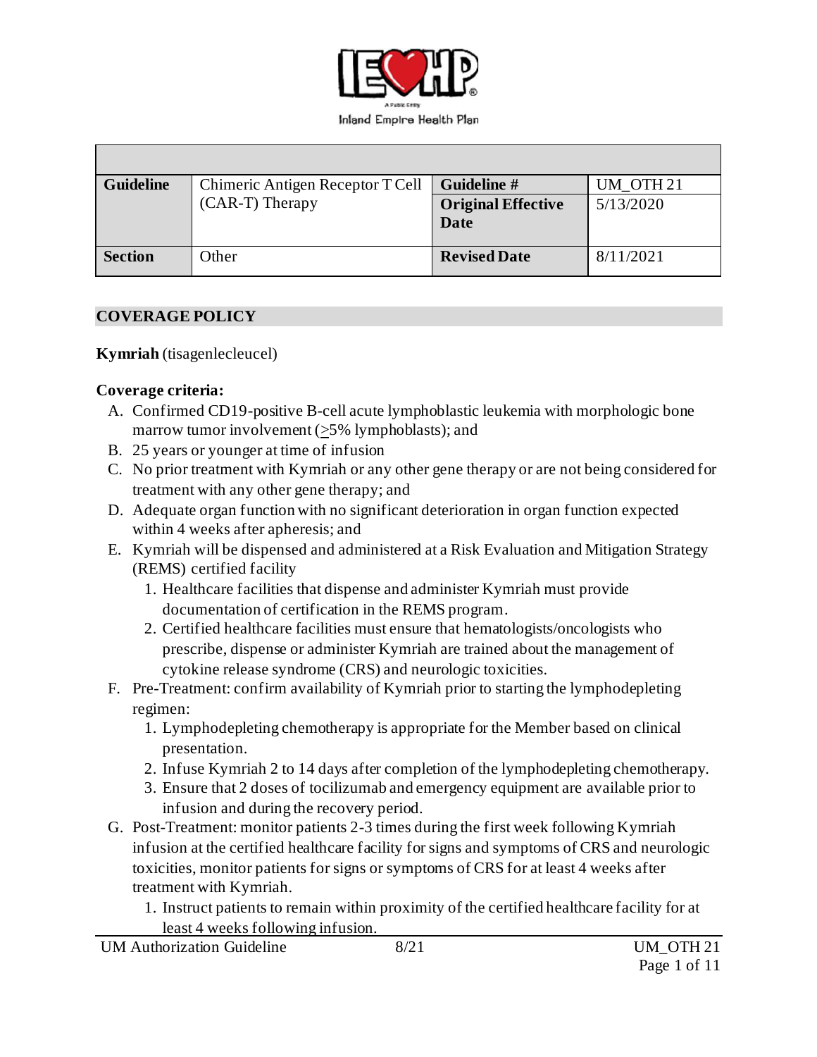Inland Empire Health Plan

| Guideline | Chimeric Antigen Receptor T Cell (CAR-T) Therapy | Guideline # | UM_OTH 21 |
|---|---|---|---|
| | | Original Effective Date | 5/13/2020 |
| Section | Other | Revised Date | 8/11/2021 |

## COVERAGE POLICY

**Kymriah** (tisagenlecleucel)

**Coverage criteria:**

A. Confirmed CD19-positive B-cell acute lymphoblastic leukemia with morphologic bone marrow tumor involvement (≥5% lymphoblasts); and
B. 25 years or younger at time of infusion
C. No prior treatment with Kymriah or any other gene therapy or are not being considered for treatment with any other gene therapy; and
D. Adequate organ function with no significant deterioration in organ function expected within 4 weeks after apheresis; and
E. Kymriah will be dispensed and administered at a Risk Evaluation and Mitigation Strategy (REMS) certified facility
   1. Healthcare facilities that dispense and administer Kymriah must provide documentation of certification in the REMS program.
   2. Certified healthcare facilities must ensure that hematologists/oncologists who prescribe, dispense or administer Kymriah are trained about the management of cytokine release syndrome (CRS) and neurologic toxicities.
F. Pre-Treatment: confirm availability of Kymriah prior to starting the lymphodepleting regimen:
   1. Lymphodepleting chemotherapy is appropriate for the Member based on clinical presentation.
   2. Infuse Kymriah 2 to 14 days after completion of the lymphodepleting chemotherapy.
   3. Ensure that 2 doses of tocilizumab and emergency equipment are available prior to infusion and during the recovery period.
G. Post-Treatment: monitor patients 2-3 times during the first week following Kymriah infusion at the certified healthcare facility for signs and symptoms of CRS and neurologic toxicities, monitor patients for signs or symptoms of CRS for at least 4 weeks after treatment with Kymriah.
   1. Instruct patients to remain within proximity of the certified healthcare facility for at least 4 weeks following infusion.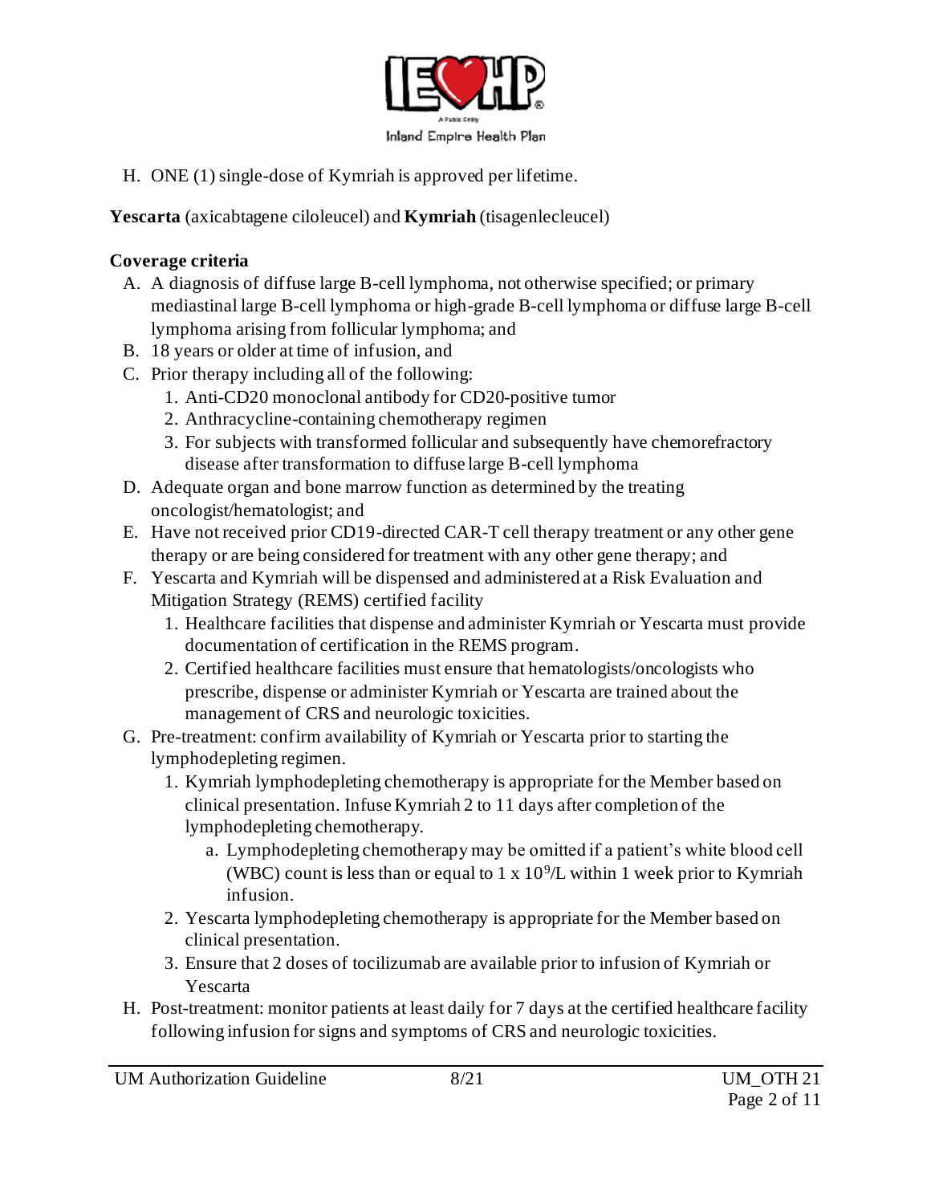H. ONE (1) single-dose of Kymriah is approved per lifetime.

**Yescarta** (axicabtagene ciloleucel) and **Kymriah** (tisagenlecleucel)

**Coverage criteria**

A. A diagnosis of diffuse large B-cell lymphoma, not otherwise specified; or primary mediastinal large B-cell lymphoma or high-grade B-cell lymphoma or diffuse large B-cell lymphoma arising from follicular lymphoma; and
B. 18 years or older at time of infusion, and
C. Prior therapy including all of the following:
   1. Anti-CD20 monoclonal antibody for CD20-positive tumor
   2. Anthracycline-containing chemotherapy regimen
   3. For subjects with transformed follicular and subsequently have chemorefractory disease after transformation to diffuse large B-cell lymphoma
D. Adequate organ and bone marrow function as determined by the treating oncologist/hematologist; and
E. Have not received prior CD19-directed CAR-T cell therapy treatment or any other gene therapy or are being considered for treatment with any other gene therapy; and
F. Yescarta and Kymriah will be dispensed and administered at a Risk Evaluation and Mitigation Strategy (REMS) certified facility
   1. Healthcare facilities that dispense and administer Kymriah or Yescarta must provide documentation of certification in the REMS program.
   2. Certified healthcare facilities must ensure that hematologists/oncologists who prescribe, dispense or administer Kymriah or Yescarta are trained about the management of CRS and neurologic toxicities.
G. Pre-treatment: confirm availability of Kymriah or Yescarta prior to starting the lymphodepleting regimen.
   1. Kymriah lymphodepleting chemotherapy is appropriate for the Member based on clinical presentation. Infuse Kymriah 2 to 11 days after completion of the lymphodepleting chemotherapy.
      a. Lymphodepleting chemotherapy may be omitted if a patient's white blood cell (WBC) count is less than or equal to $1 \times 10^9$/L within 1 week prior to Kymriah infusion.
   2. Yescarta lymphodepleting chemotherapy is appropriate for the Member based on clinical presentation.
   3. Ensure that 2 doses of tocilizumab are available prior to infusion of Kymriah or Yescarta
H. Post-treatment: monitor patients at least daily for 7 days at the certified healthcare facility following infusion for signs and symptoms of CRS and neurologic toxicities.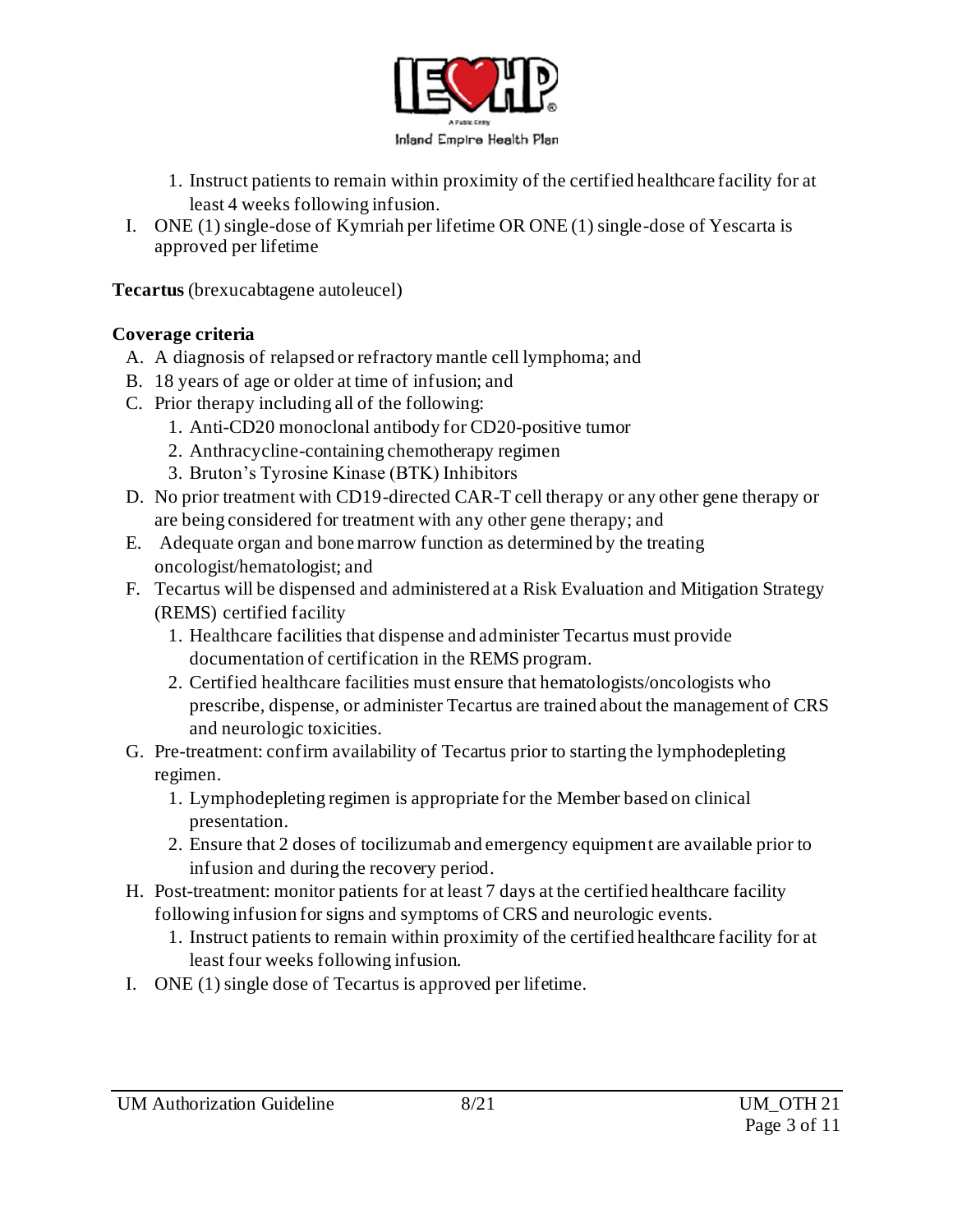1. Instruct patients to remain within proximity of the certified healthcare facility for at least 4 weeks following infusion.

I. ONE (1) single-dose of Kymriah per lifetime OR ONE (1) single-dose of Yescarta is approved per lifetime

**Tecartus** (brexucabtagene autoleucel)

**Coverage criteria**

A. A diagnosis of relapsed or refractory mantle cell lymphoma; and
B. 18 years of age or older at time of infusion; and
C. Prior therapy including all of the following:
   1. Anti-CD20 monoclonal antibody for CD20-positive tumor
   2. Anthracycline-containing chemotherapy regimen
   3. Bruton's Tyrosine Kinase (BTK) Inhibitors
D. No prior treatment with CD19-directed CAR-T cell therapy or any other gene therapy or are being considered for treatment with any other gene therapy; and
E. Adequate organ and bone marrow function as determined by the treating oncologist/hematologist; and
F. Tecartus will be dispensed and administered at a Risk Evaluation and Mitigation Strategy (REMS) certified facility
   1. Healthcare facilities that dispense and administer Tecartus must provide documentation of certification in the REMS program.
   2. Certified healthcare facilities must ensure that hematologists/oncologists who prescribe, dispense, or administer Tecartus are trained about the management of CRS and neurologic toxicities.
G. Pre-treatment: confirm availability of Tecartus prior to starting the lymphodepleting regimen.
   1. Lymphodepleting regimen is appropriate for the Member based on clinical presentation.
   2. Ensure that 2 doses of tocilizumab and emergency equipment are available prior to infusion and during the recovery period.
H. Post-treatment: monitor patients for at least 7 days at the certified healthcare facility following infusion for signs and symptoms of CRS and neurologic events.
   1. Instruct patients to remain within proximity of the certified healthcare facility for at least four weeks following infusion.
I. ONE (1) single dose of Tecartus is approved per lifetime.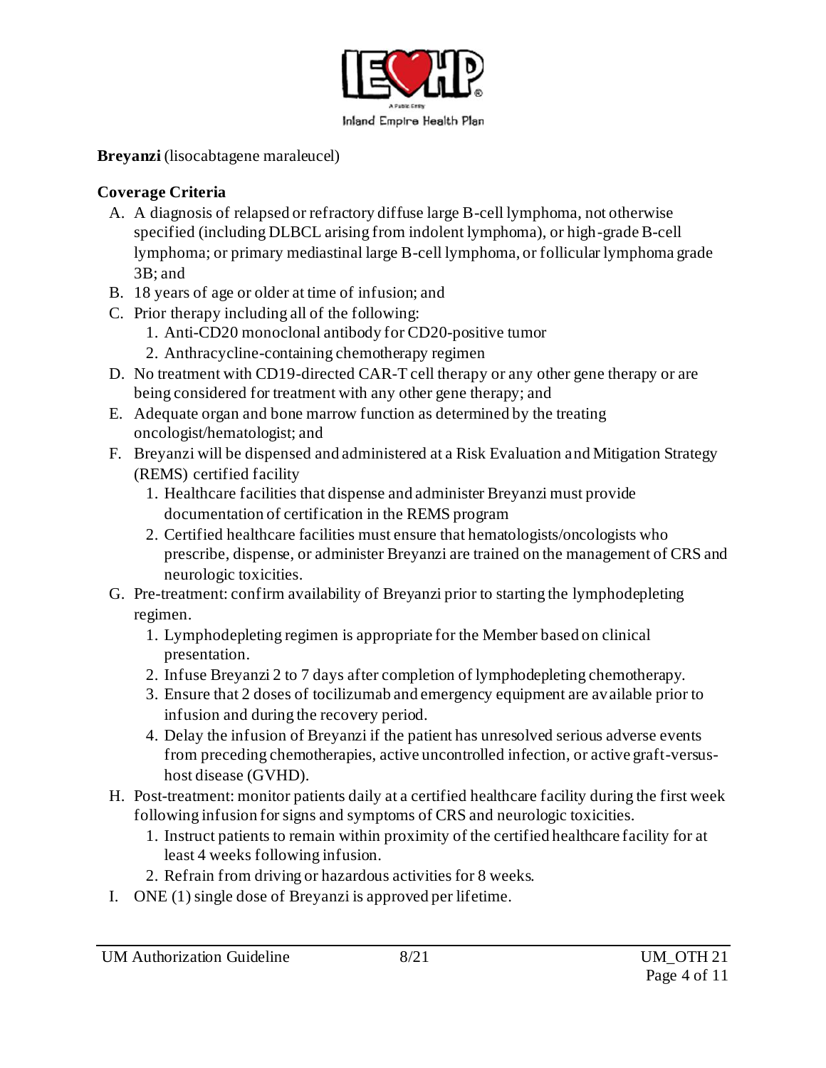**Breyanzi** (lisocabtagene maraleucel)

**Coverage Criteria**

A. A diagnosis of relapsed or refractory diffuse large B-cell lymphoma, not otherwise specified (including DLBCL arising from indolent lymphoma), or high-grade B-cell lymphoma; or primary mediastinal large B-cell lymphoma, or follicular lymphoma grade 3B; and
B. 18 years of age or older at time of infusion; and
C. Prior therapy including all of the following:
   1. Anti-CD20 monoclonal antibody for CD20-positive tumor
   2. Anthracycline-containing chemotherapy regimen
D. No treatment with CD19-directed CAR-T cell therapy or any other gene therapy or are being considered for treatment with any other gene therapy; and
E. Adequate organ and bone marrow function as determined by the treating oncologist/hematologist; and
F. Breyanzi will be dispensed and administered at a Risk Evaluation and Mitigation Strategy (REMS) certified facility
   1. Healthcare facilities that dispense and administer Breyanzi must provide documentation of certification in the REMS program
   2. Certified healthcare facilities must ensure that hematologists/oncologists who prescribe, dispense, or administer Breyanzi are trained on the management of CRS and neurologic toxicities.
G. Pre-treatment: confirm availability of Breyanzi prior to starting the lymphodepleting regimen.
   1. Lymphodepleting regimen is appropriate for the Member based on clinical presentation.
   2. Infuse Breyanzi 2 to 7 days after completion of lymphodepleting chemotherapy.
   3. Ensure that 2 doses of tocilizumab and emergency equipment are available prior to infusion and during the recovery period.
   4. Delay the infusion of Breyanzi if the patient has unresolved serious adverse events from preceding chemotherapies, active uncontrolled infection, or active graft-versus-host disease (GVHD).
H. Post-treatment: monitor patients daily at a certified healthcare facility during the first week following infusion for signs and symptoms of CRS and neurologic toxicities.
   1. Instruct patients to remain within proximity of the certified healthcare facility for at least 4 weeks following infusion.
   2. Refrain from driving or hazardous activities for 8 weeks.
I. ONE (1) single dose of Breyanzi is approved per lifetime.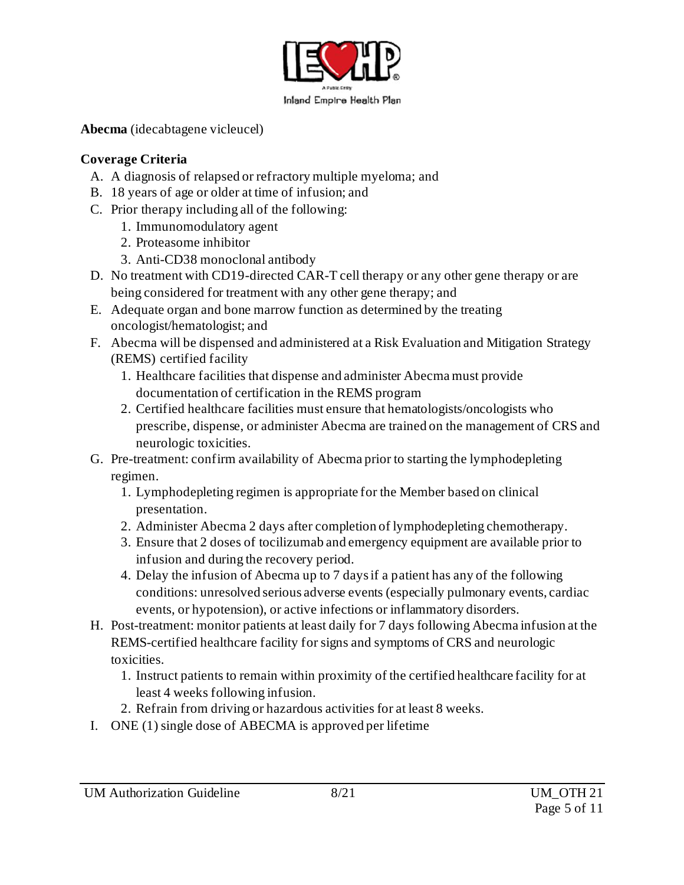**Abecma** (idecabtagene vicleucel)

**Coverage Criteria**

A. A diagnosis of relapsed or refractory multiple myeloma; and
B. 18 years of age or older at time of infusion; and
C. Prior therapy including all of the following:
   1. Immunomodulatory agent
   2. Proteasome inhibitor
   3. Anti-CD38 monoclonal antibody
D. No treatment with CD19-directed CAR-T cell therapy or any other gene therapy or are being considered for treatment with any other gene therapy; and
E. Adequate organ and bone marrow function as determined by the treating oncologist/hematologist; and
F. Abecma will be dispensed and administered at a Risk Evaluation and Mitigation Strategy (REMS) certified facility
   1. Healthcare facilities that dispense and administer Abecma must provide documentation of certification in the REMS program
   2. Certified healthcare facilities must ensure that hematologists/oncologists who prescribe, dispense, or administer Abecma are trained on the management of CRS and neurologic toxicities.
G. Pre-treatment: confirm availability of Abecma prior to starting the lymphodepleting regimen.
   1. Lymphodepleting regimen is appropriate for the Member based on clinical presentation.
   2. Administer Abecma 2 days after completion of lymphodepleting chemotherapy.
   3. Ensure that 2 doses of tocilizumab and emergency equipment are available prior to infusion and during the recovery period.
   4. Delay the infusion of Abecma up to 7 days if a patient has any of the following conditions: unresolved serious adverse events (especially pulmonary events, cardiac events, or hypotension), or active infections or inflammatory disorders.
H. Post-treatment: monitor patients at least daily for 7 days following Abecma infusion at the REMS-certified healthcare facility for signs and symptoms of CRS and neurologic toxicities.
   1. Instruct patients to remain within proximity of the certified healthcare facility for at least 4 weeks following infusion.
   2. Refrain from driving or hazardous activities for at least 8 weeks.
I. ONE (1) single dose of ABECMA is approved per lifetime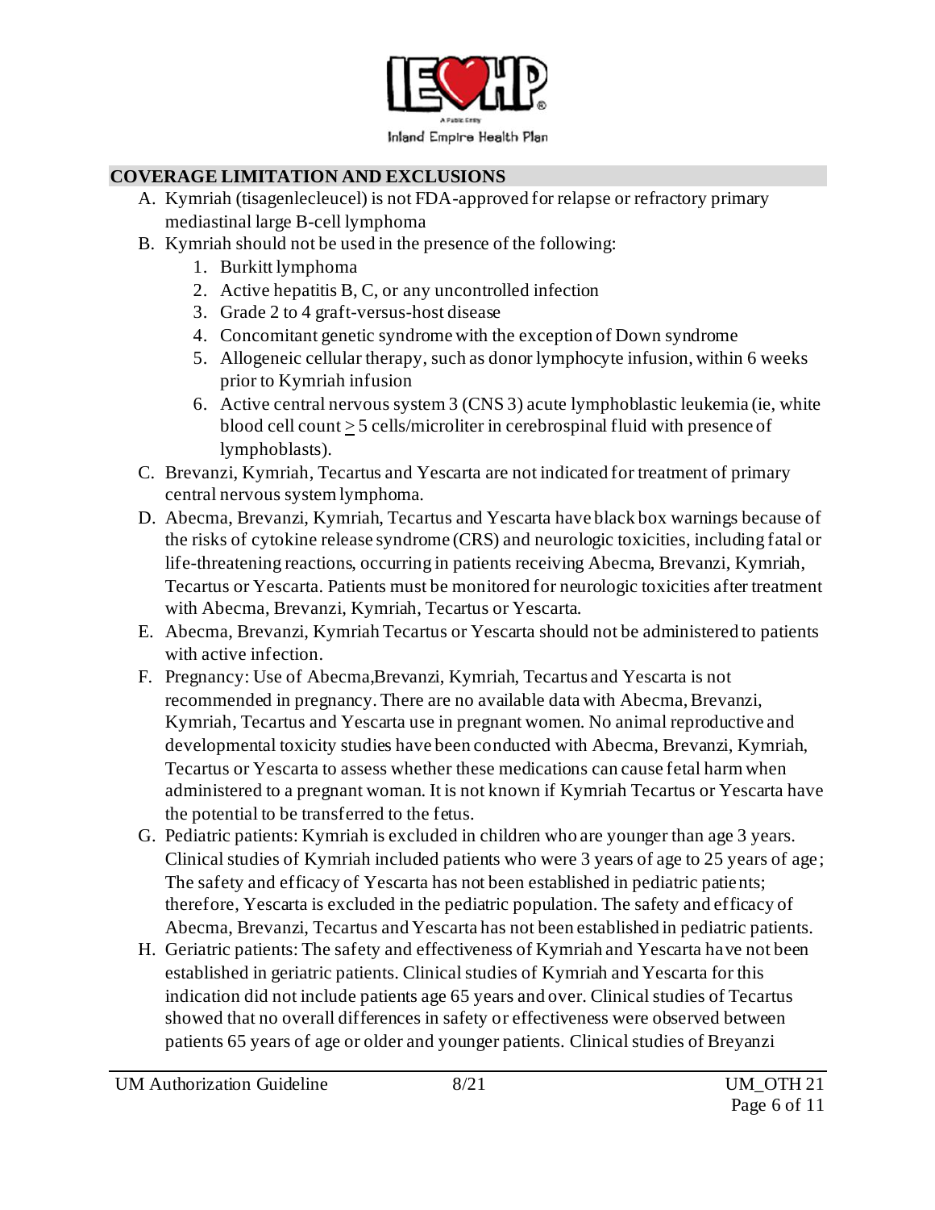## COVERAGE LIMITATION AND EXCLUSIONS

A. Kymriah (tisagenlecleucel) is not FDA-approved for relapse or refractory primary mediastinal large B-cell lymphoma

B. Kymriah should not be used in the presence of the following:
   1. Burkitt lymphoma
   2. Active hepatitis B, C, or any uncontrolled infection
   3. Grade 2 to 4 graft-versus-host disease
   4. Concomitant genetic syndrome with the exception of Down syndrome
   5. Allogeneic cellular therapy, such as donor lymphocyte infusion, within 6 weeks prior to Kymriah infusion
   6. Active central nervous system 3 (CNS 3) acute lymphoblastic leukemia (ie, white blood cell count $\geq$ 5 cells/microliter in cerebrospinal fluid with presence of lymphoblasts).

C. Brevanzi, Kymriah, Tecartus and Yescarta are not indicated for treatment of primary central nervous system lymphoma.

D. Abecma, Brevanzi, Kymriah, Tecartus and Yescarta have black box warnings because of the risks of cytokine release syndrome (CRS) and neurologic toxicities, including fatal or life-threatening reactions, occurring in patients receiving Abecma, Brevanzi, Kymriah, Tecartus or Yescarta. Patients must be monitored for neurologic toxicities after treatment with Abecma, Brevanzi, Kymriah, Tecartus or Yescarta.

E. Abecma, Brevanzi, Kymriah Tecartus or Yescarta should not be administered to patients with active infection.

F. Pregnancy: Use of Abecma,Brevanzi, Kymriah, Tecartus and Yescarta is not recommended in pregnancy. There are no available data with Abecma, Brevanzi, Kymriah, Tecartus and Yescarta use in pregnant women. No animal reproductive and developmental toxicity studies have been conducted with Abecma, Brevanzi, Kymriah, Tecartus or Yescarta to assess whether these medications can cause fetal harm when administered to a pregnant woman. It is not known if Kymriah Tecartus or Yescarta have the potential to be transferred to the fetus.

G. Pediatric patients: Kymriah is excluded in children who are younger than age 3 years. Clinical studies of Kymriah included patients who were 3 years of age to 25 years of age; The safety and efficacy of Yescarta has not been established in pediatric patients; therefore, Yescarta is excluded in the pediatric population. The safety and efficacy of Abecma, Brevanzi, Tecartus and Yescarta has not been established in pediatric patients.

H. Geriatric patients: The safety and effectiveness of Kymriah and Yescarta have not been established in geriatric patients. Clinical studies of Kymriah and Yescarta for this indication did not include patients age 65 years and over. Clinical studies of Tecartus showed that no overall differences in safety or effectiveness were observed between patients 65 years of age or older and younger patients. Clinical studies of Breyanzi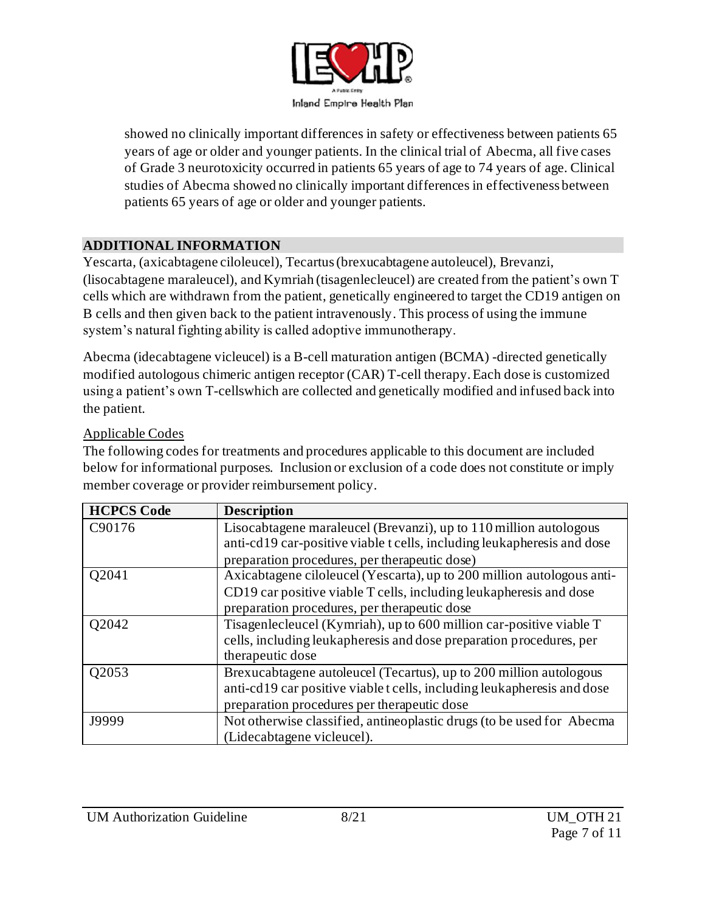showed no clinically important differences in safety or effectiveness between patients 65 years of age or older and younger patients. In the clinical trial of Abecma, all five cases of Grade 3 neurotoxicity occurred in patients 65 years of age to 74 years of age. Clinical studies of Abecma showed no clinically important differences in effectiveness between patients 65 years of age or older and younger patients.

## ADDITIONAL INFORMATION

Yescarta, (axicabtagene ciloleucel), Tecartus (brexucabtagene autoleucel), Brevanzi, (lisocabtagene maraleucel), and Kymriah (tisagenlecleucel) are created from the patient's own T cells which are withdrawn from the patient, genetically engineered to target the CD19 antigen on B cells and then given back to the patient intravenously. This process of using the immune system's natural fighting ability is called adoptive immunotherapy.

Abecma (idecabtagene vicleucel) is a B-cell maturation antigen (BCMA) -directed genetically modified autologous chimeric antigen receptor (CAR) T-cell therapy. Each dose is customized using a patient's own T-cellswhich are collected and genetically modified and infused back into the patient.

Applicable Codes

The following codes for treatments and procedures applicable to this document are included below for informational purposes. Inclusion or exclusion of a code does not constitute or imply member coverage or provider reimbursement policy.

| HCPCS Code | Description |
| --- | --- |
| C90176 | Lisocabtagene maraleucel (Brevanzi), up to 110 million autologous anti-cd19 car-positive viable t cells, including leukapheresis and dose preparation procedures, per therapeutic dose) |
| Q2041 | Axicabtagene ciloleucel (Yescarta), up to 200 million autologous anti-CD19 car positive viable T cells, including leukapheresis and dose preparation procedures, per therapeutic dose |
| Q2042 | Tisagenlecleucel (Kymriah), up to 600 million car-positive viable T cells, including leukapheresis and dose preparation procedures, per therapeutic dose |
| Q2053 | Brexucabtagene autoleucel (Tecartus), up to 200 million autologous anti-cd19 car positive viable t cells, including leukapheresis and dose preparation procedures per therapeutic dose |
| J9999 | Not otherwise classified, antineoplastic drugs (to be used for Abecma (Lidecabtagene vicleucel). |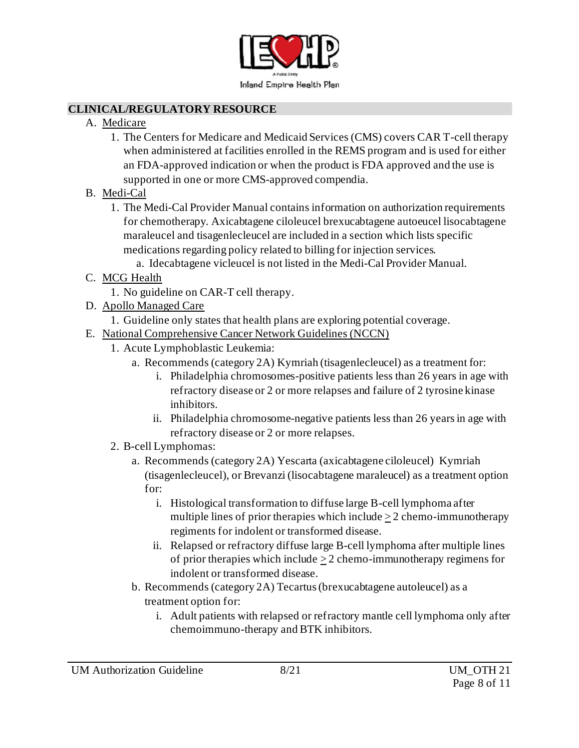## CLINICAL/REGULATORY RESOURCE

A. Medicare
   1. The Centers for Medicare and Medicaid Services (CMS) covers CAR T-cell therapy when administered at facilities enrolled in the REMS program and is used for either an FDA-approved indication or when the product is FDA approved and the use is supported in one or more CMS-approved compendia.

B. Medi-Cal
   1. The Medi-Cal Provider Manual contains information on authorization requirements for chemotherapy. Axicabtagene ciloleucel brexucabtagene autoeucel lisocabtagene maraleucel and tisagenlecleucel are included in a section which lists specific medications regarding policy related to billing for injection services.
      a. Idecabtagene vicleucel is not listed in the Medi-Cal Provider Manual.

C. MCG Health
   1. No guideline on CAR-T cell therapy.

D. Apollo Managed Care
   1. Guideline only states that health plans are exploring potential coverage.

E. National Comprehensive Cancer Network Guidelines (NCCN)
   1. Acute Lymphoblastic Leukemia:
      a. Recommends (category 2A) Kymriah (tisagenlecleucel) as a treatment for:
         i. Philadelphia chromosomes-positive patients less than 26 years in age with refractory disease or 2 or more relapses and failure of 2 tyrosine kinase inhibitors.
         ii. Philadelphia chromosome-negative patients less than 26 years in age with refractory disease or 2 or more relapses.
   2. B-cell Lymphomas:
      a. Recommends (category 2A) Yescarta (axicabtagene ciloleucel) Kymriah (tisagenlecleucel), or Brevanzi (lisocabtagene maraleucel) as a treatment option for:
         i. Histological transformation to diffuse large B-cell lymphoma after multiple lines of prior therapies which include $\geq$ 2 chemo-immunotherapy regiments for indolent or transformed disease.
         ii. Relapsed or refractory diffuse large B-cell lymphoma after multiple lines of prior therapies which include $\geq$ 2 chemo-immunotherapy regimens for indolent or transformed disease.
      b. Recommends (category 2A) Tecartus (brexucabtagene autoleucel) as a treatment option for:
         i. Adult patients with relapsed or refractory mantle cell lymphoma only after chemoimmuno-therapy and BTK inhibitors.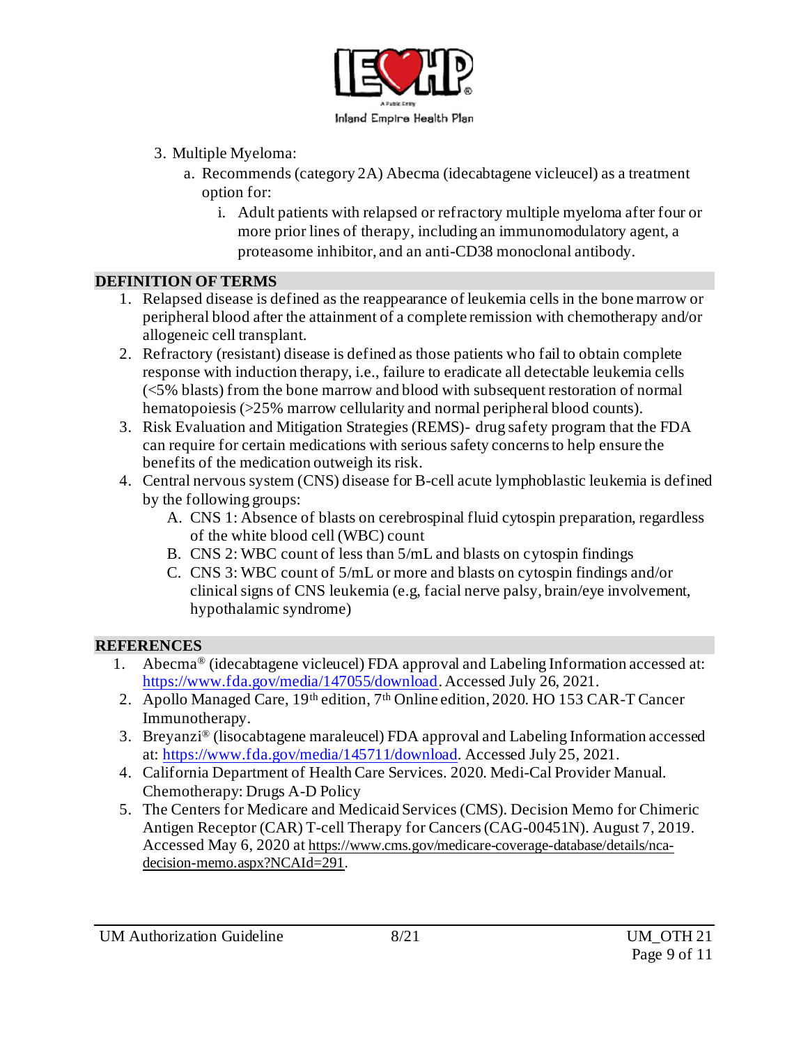3. Multiple Myeloma:
    a. Recommends (category 2A) Abecma (idecabtagene vicleucel) as a treatment option for:
        i. Adult patients with relapsed or refractory multiple myeloma after four or more prior lines of therapy, including an immunomodulatory agent, a proteasome inhibitor, and an anti-CD38 monoclonal antibody.

## DEFINITION OF TERMS

1. Relapsed disease is defined as the reappearance of leukemia cells in the bone marrow or peripheral blood after the attainment of a complete remission with chemotherapy and/or allogeneic cell transplant.
2. Refractory (resistant) disease is defined as those patients who fail to obtain complete response with induction therapy, i.e., failure to eradicate all detectable leukemia cells (<5% blasts) from the bone marrow and blood with subsequent restoration of normal hematopoiesis (>25% marrow cellularity and normal peripheral blood counts).
3. Risk Evaluation and Mitigation Strategies (REMS)- drug safety program that the FDA can require for certain medications with serious safety concerns to help ensure the benefits of the medication outweigh its risk.
4. Central nervous system (CNS) disease for B-cell acute lymphoblastic leukemia is defined by the following groups:
    A. CNS 1: Absence of blasts on cerebrospinal fluid cytospin preparation, regardless of the white blood cell (WBC) count
    B. CNS 2: WBC count of less than 5/mL and blasts on cytospin findings
    C. CNS 3: WBC count of 5/mL or more and blasts on cytospin findings and/or clinical signs of CNS leukemia (e.g, facial nerve palsy, brain/eye involvement, hypothalamic syndrome)

## REFERENCES

1. Abecma® (idecabtagene vicleucel) FDA approval and Labeling Information accessed at: https://www.fda.gov/media/147055/download. Accessed July 26, 2021.
2. Apollo Managed Care, 19th edition, 7th Online edition, 2020. HO 153 CAR-T Cancer Immunotherapy.
3. Breyanzi® (lisocabtagene maraleucel) FDA approval and Labeling Information accessed at: https://www.fda.gov/media/145711/download. Accessed July 25, 2021.
4. California Department of Health Care Services. 2020. Medi-Cal Provider Manual. Chemotherapy: Drugs A-D Policy
5. The Centers for Medicare and Medicaid Services (CMS). Decision Memo for Chimeric Antigen Receptor (CAR) T-cell Therapy for Cancers (CAG-00451N). August 7, 2019. Accessed May 6, 2020 at https://www.cms.gov/medicare-coverage-database/details/nca-decision-memo.aspx?NCAId=291.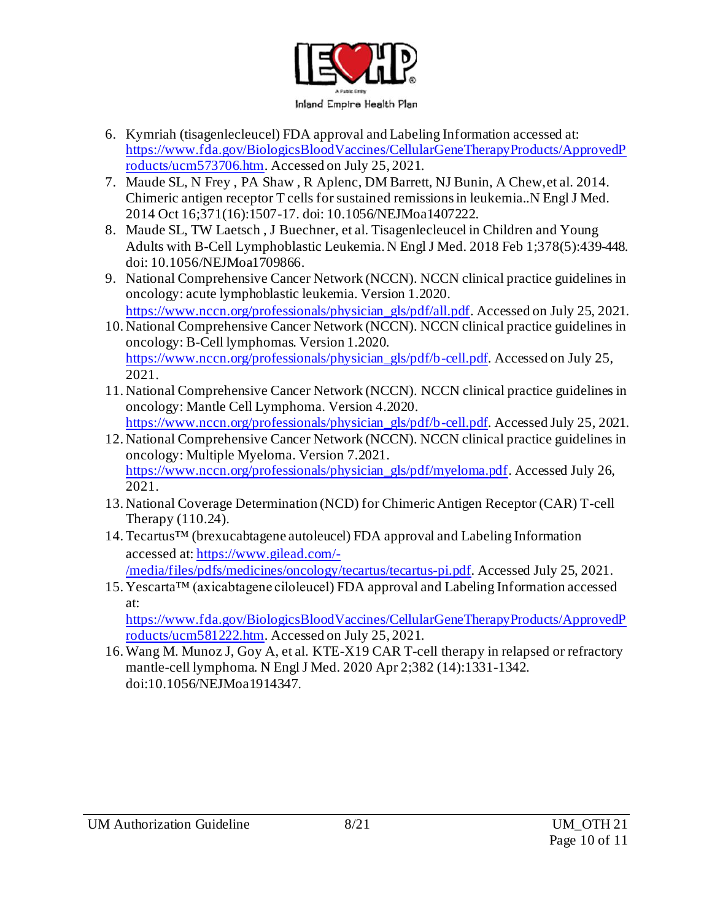6. Kymriah (tisagenlecleucel) FDA approval and Labeling Information accessed at: https://www.fda.gov/BiologicsBloodVaccines/CellularGeneTherapyProducts/ApprovedProducts/ucm573706.htm. Accessed on July 25, 2021.
7. Maude SL, N Frey , PA Shaw , R Aplenc, DM Barrett, NJ Bunin, A Chew, et al. 2014. Chimeric antigen receptor T cells for sustained remissions in leukemia..N Engl J Med. 2014 Oct 16;371(16):1507-17. doi: 10.1056/NEJMoa1407222.
8. Maude SL, TW Laetsch , J Buechner, et al. Tisagenlecleucel in Children and Young Adults with B-Cell Lymphoblastic Leukemia. N Engl J Med. 2018 Feb 1;378(5):439-448. doi: 10.1056/NEJMoa1709866.
9. National Comprehensive Cancer Network (NCCN). NCCN clinical practice guidelines in oncology: acute lymphoblastic leukemia. Version 1.2020. https://www.nccn.org/professionals/physician_gls/pdf/all.pdf. Accessed on July 25, 2021.
10. National Comprehensive Cancer Network (NCCN). NCCN clinical practice guidelines in oncology: B-Cell lymphomas. Version 1.2020. https://www.nccn.org/professionals/physician_gls/pdf/b-cell.pdf. Accessed on July 25, 2021.
11. National Comprehensive Cancer Network (NCCN). NCCN clinical practice guidelines in oncology: Mantle Cell Lymphoma. Version 4.2020. https://www.nccn.org/professionals/physician_gls/pdf/b-cell.pdf. Accessed July 25, 2021.
12. National Comprehensive Cancer Network (NCCN). NCCN clinical practice guidelines in oncology: Multiple Myeloma. Version 7.2021. https://www.nccn.org/professionals/physician_gls/pdf/myeloma.pdf. Accessed July 26, 2021.
13. National Coverage Determination (NCD) for Chimeric Antigen Receptor (CAR) T-cell Therapy (110.24).
14. Tecartus™ (brexucabtagene autoleucel) FDA approval and Labeling Information accessed at: https://www.gilead.com/-/media/files/pdfs/medicines/oncology/tecartus/tecartus-pi.pdf. Accessed July 25, 2021.
15. Yescarta™ (axicabtagene ciloleucel) FDA approval and Labeling Information accessed at: https://www.fda.gov/BiologicsBloodVaccines/CellularGeneTherapyProducts/ApprovedProducts/ucm581222.htm. Accessed on July 25, 2021.
16. Wang M. Munoz J, Goy A, et al. KTE-X19 CAR T-cell therapy in relapsed or refractory mantle-cell lymphoma. N Engl J Med. 2020 Apr 2;382 (14):1331-1342. doi:10.1056/NEJMoa1914347.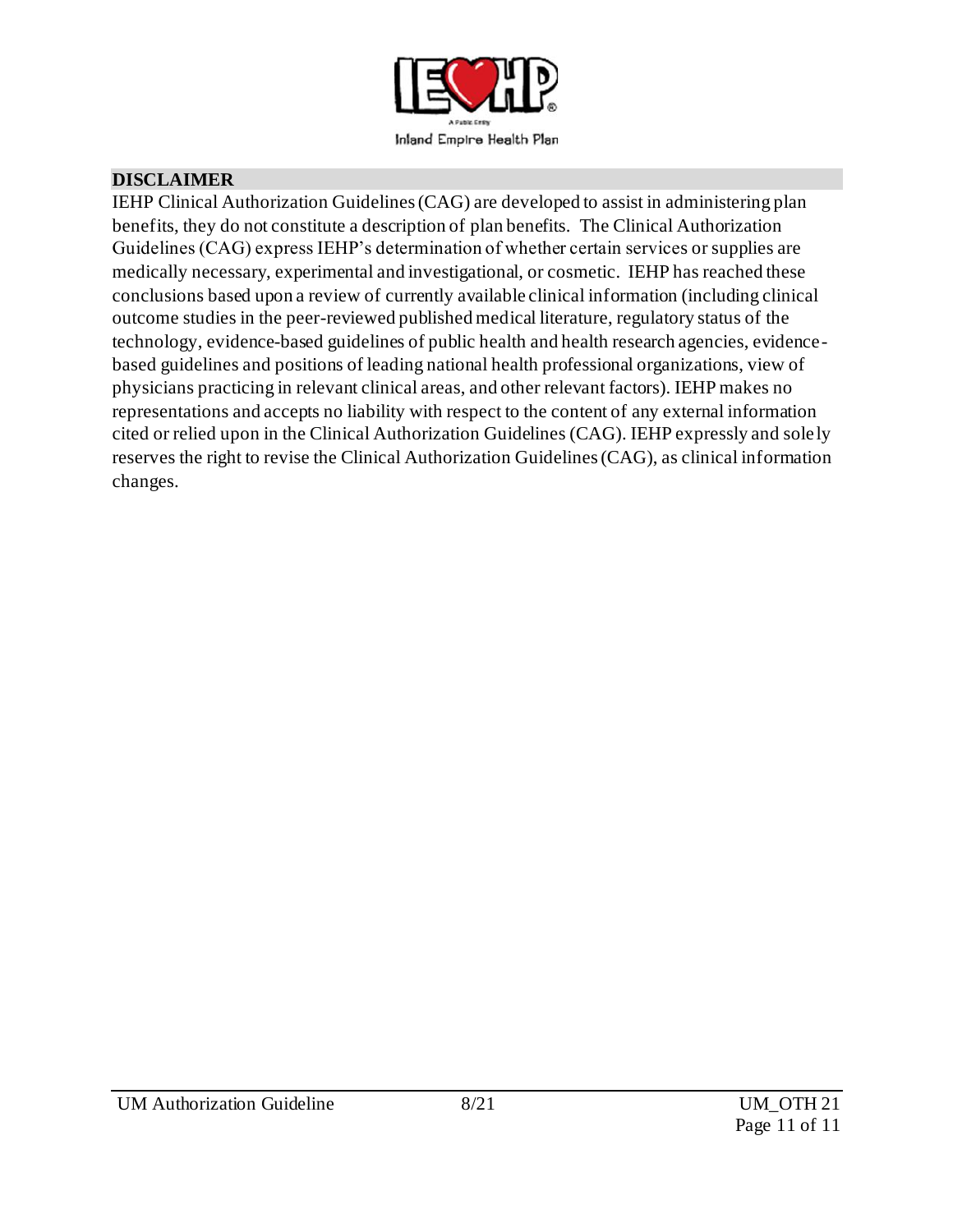## DISCLAIMER

IEHP Clinical Authorization Guidelines (CAG) are developed to assist in administering plan benefits, they do not constitute a description of plan benefits. The Clinical Authorization Guidelines (CAG) express IEHP's determination of whether certain services or supplies are medically necessary, experimental and investigational, or cosmetic. IEHP has reached these conclusions based upon a review of currently available clinical information (including clinical outcome studies in the peer-reviewed published medical literature, regulatory status of the technology, evidence-based guidelines of public health and health research agencies, evidence-based guidelines and positions of leading national health professional organizations, view of physicians practicing in relevant clinical areas, and other relevant factors). IEHP makes no representations and accepts no liability with respect to the content of any external information cited or relied upon in the Clinical Authorization Guidelines (CAG). IEHP expressly and solely reserves the right to revise the Clinical Authorization Guidelines (CAG), as clinical information changes.